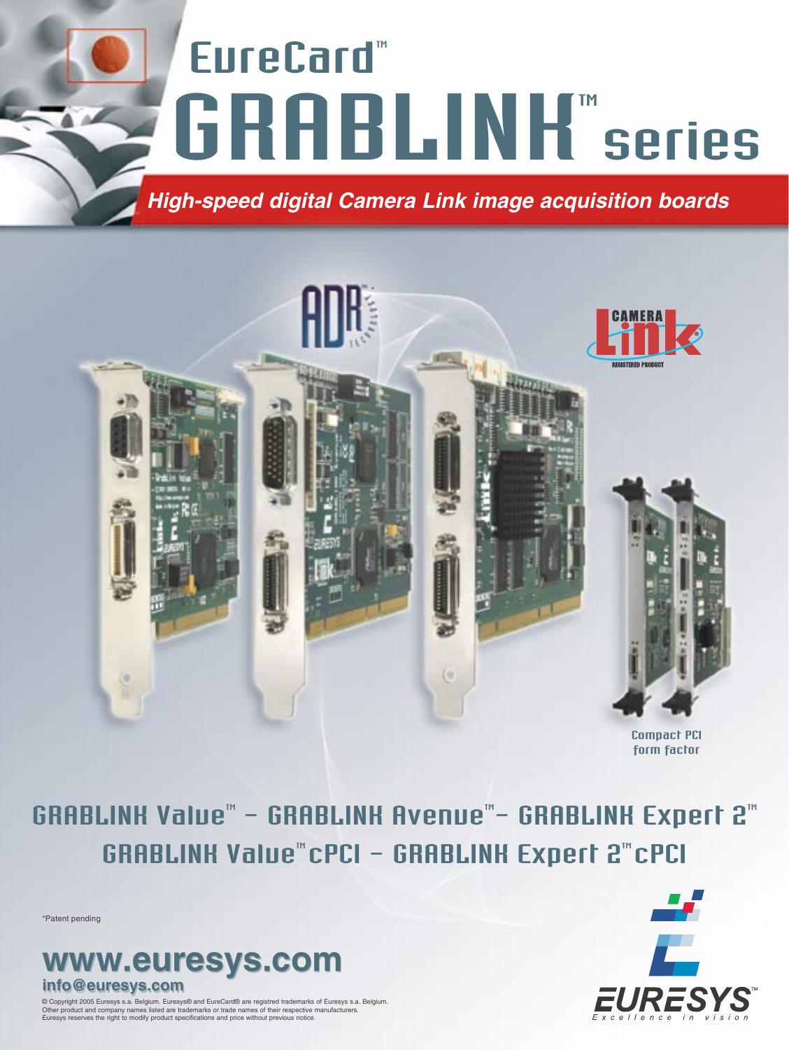# EureCard™ GRABLINK™ series

***High-speed digital Camera Link image acquisition boards***

Compact PCI form factor

## GRABLINK Value™ – GRABLINK Avenue™ – GRABLINK Expert 2™
## GRABLINK Value™ cPCI – GRABLINK Expert 2™ cPCI

*Patent pending

**www.euresys.com**

**info@euresys.com**

© Copyright 2005 Euresys s.a. Belgium. Euresys® and EureCard® are registred trademarks of Euresys s.a. Belgium.
Other product and company names listed are trademarks or trade names of their respective manufacturers.
Euresys reserves the right to modify product specifications and price without previous notice.

EURESYS™ Excellence in vision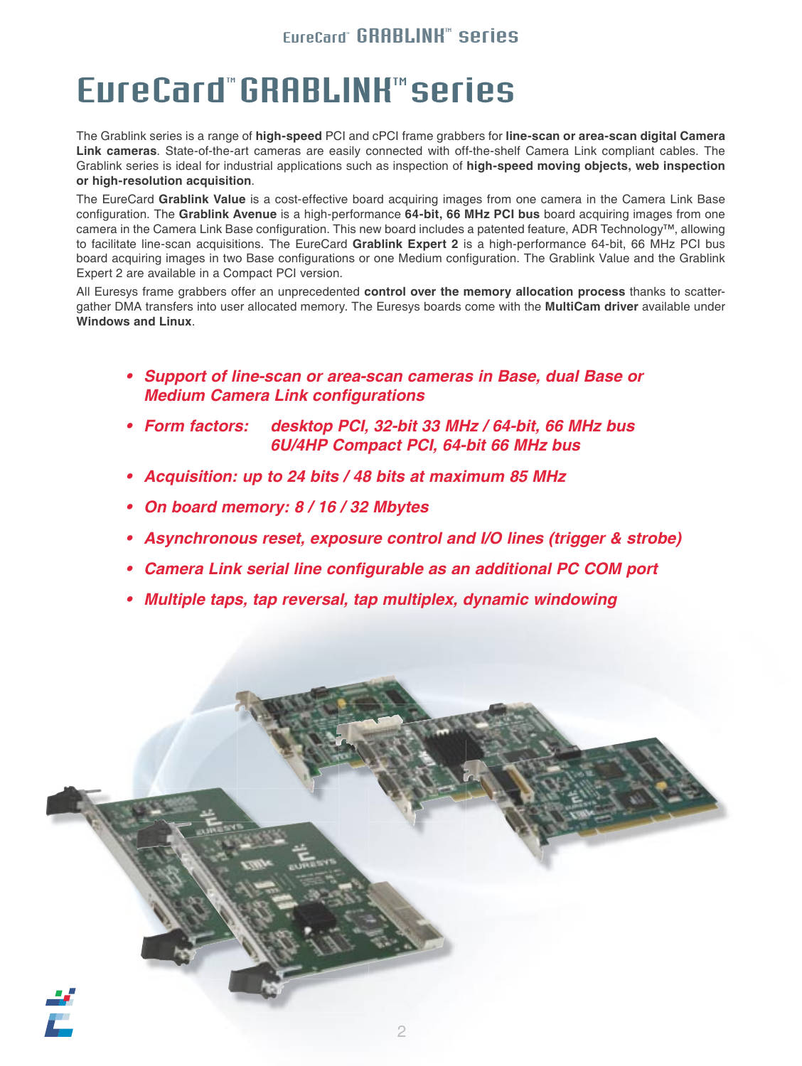# EureCard™ GRABLINK™ series

The Grablink series is a range of **high-speed** PCI and cPCI frame grabbers for **line-scan or area-scan digital Camera Link cameras**. State-of-the-art cameras are easily connected with off-the-shelf Camera Link compliant cables. The Grablink series is ideal for industrial applications such as inspection of **high-speed moving objects, web inspection or high-resolution acquisition**.

The EureCard **Grablink Value** is a cost-effective board acquiring images from one camera in the Camera Link Base configuration. The **Grablink Avenue** is a high-performance **64-bit, 66 MHz PCI bus** board acquiring images from one camera in the Camera Link Base configuration. This new board includes a patented feature, ADR Technology™, allowing to facilitate line-scan acquisitions. The EureCard **Grablink Expert 2** is a high-performance 64-bit, 66 MHz PCI bus board acquiring images in two Base configurations or one Medium configuration. The Grablink Value and the Grablink Expert 2 are available in a Compact PCI version.

All Euresys frame grabbers offer an unprecedented **control over the memory allocation process** thanks to scatter-gather DMA transfers into user allocated memory. The Euresys boards come with the **MultiCam driver** available under **Windows and Linux**.

- ***Support of line-scan or area-scan cameras in Base, dual Base or Medium Camera Link configurations***
- ***Form factors: desktop PCI, 32-bit 33 MHz / 64-bit, 66 MHz bus 6U/4HP Compact PCI, 64-bit 66 MHz bus***
- ***Acquisition: up to 24 bits / 48 bits at maximum 85 MHz***
- ***On board memory: 8 / 16 / 32 Mbytes***
- ***Asynchronous reset, exposure control and I/O lines (trigger & strobe)***
- ***Camera Link serial line configurable as an additional PC COM port***
- ***Multiple taps, tap reversal, tap multiplex, dynamic windowing***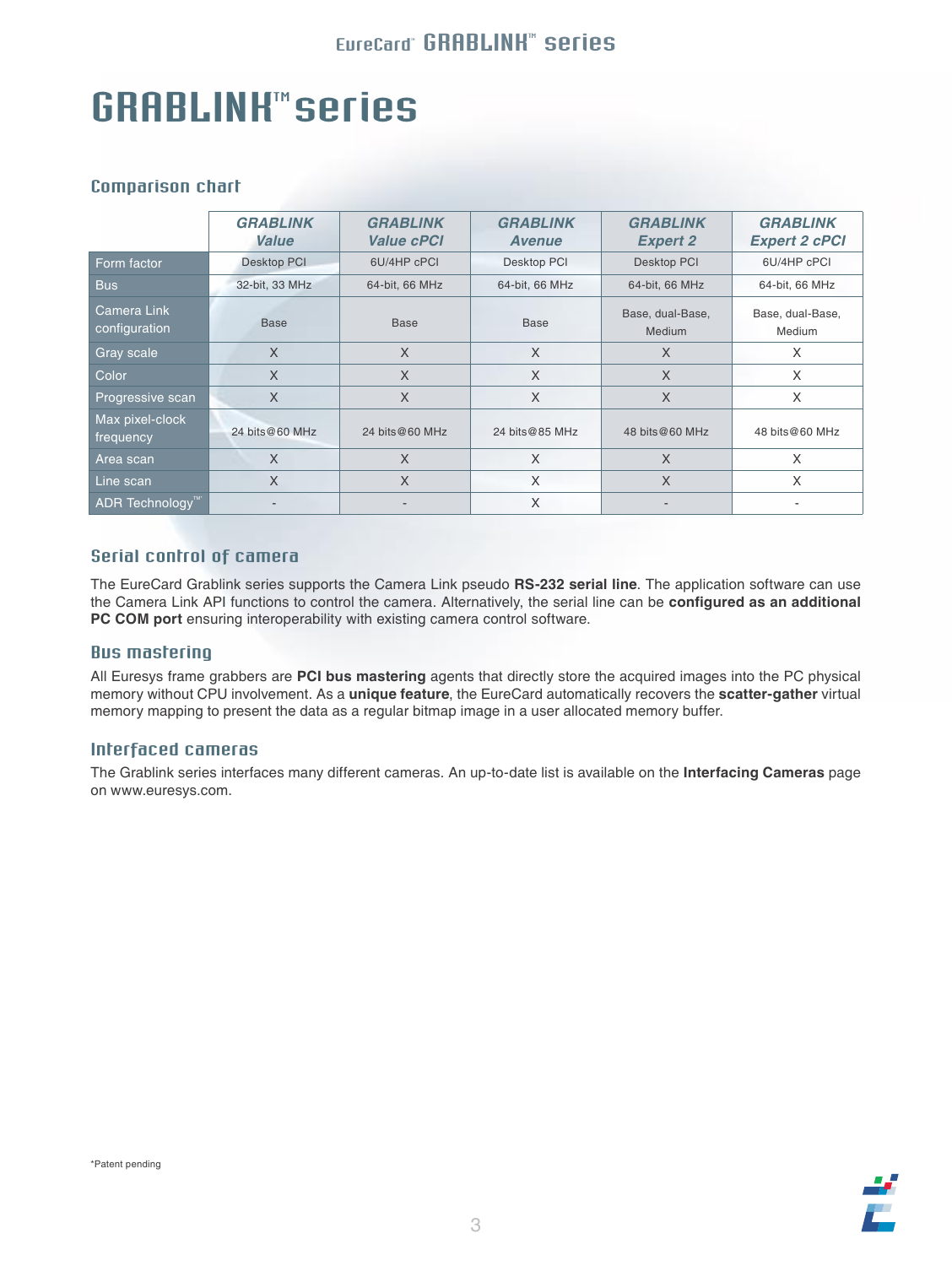# GRABLINK™ series

## Comparison chart

| | GRABLINK Value | GRABLINK Value cPCI | GRABLINK Avenue | GRABLINK Expert 2 | GRABLINK Expert 2 cPCI |
|---|---|---|---|---|---|
| Form factor | Desktop PCI | 6U/4HP cPCI | Desktop PCI | Desktop PCI | 6U/4HP cPCI |
| Bus | 32-bit, 33 MHz | 64-bit, 66 MHz | 64-bit, 66 MHz | 64-bit, 66 MHz | 64-bit, 66 MHz |
| Camera Link configuration | Base | Base | Base | Base, dual-Base, Medium | Base, dual-Base, Medium |
| Gray scale | X | X | X | X | X |
| Color | X | X | X | X | X |
| Progressive scan | X | X | X | X | X |
| Max pixel-clock frequency | 24 bits@60 MHz | 24 bits@60 MHz | 24 bits@85 MHz | 48 bits@60 MHz | 48 bits@60 MHz |
| Area scan | X | X | X | X | X |
| Line scan | X | X | X | X | X |
| ADR Technology™ | - | - | X | - | - |

## Serial control of camera

The EureCard Grablink series supports the Camera Link pseudo **RS-232 serial line**. The application software can use the Camera Link API functions to control the camera. Alternatively, the serial line can be **configured as an additional PC COM port** ensuring interoperability with existing camera control software.

## Bus mastering

All Euresys frame grabbers are **PCI bus mastering** agents that directly store the acquired images into the PC physical memory without CPU involvement. As a **unique feature**, the EureCard automatically recovers the **scatter-gather** virtual memory mapping to present the data as a regular bitmap image in a user allocated memory buffer.

## Interfaced cameras

The Grablink series interfaces many different cameras. An up-to-date list is available on the **Interfacing Cameras** page on www.euresys.com.

*Patent pending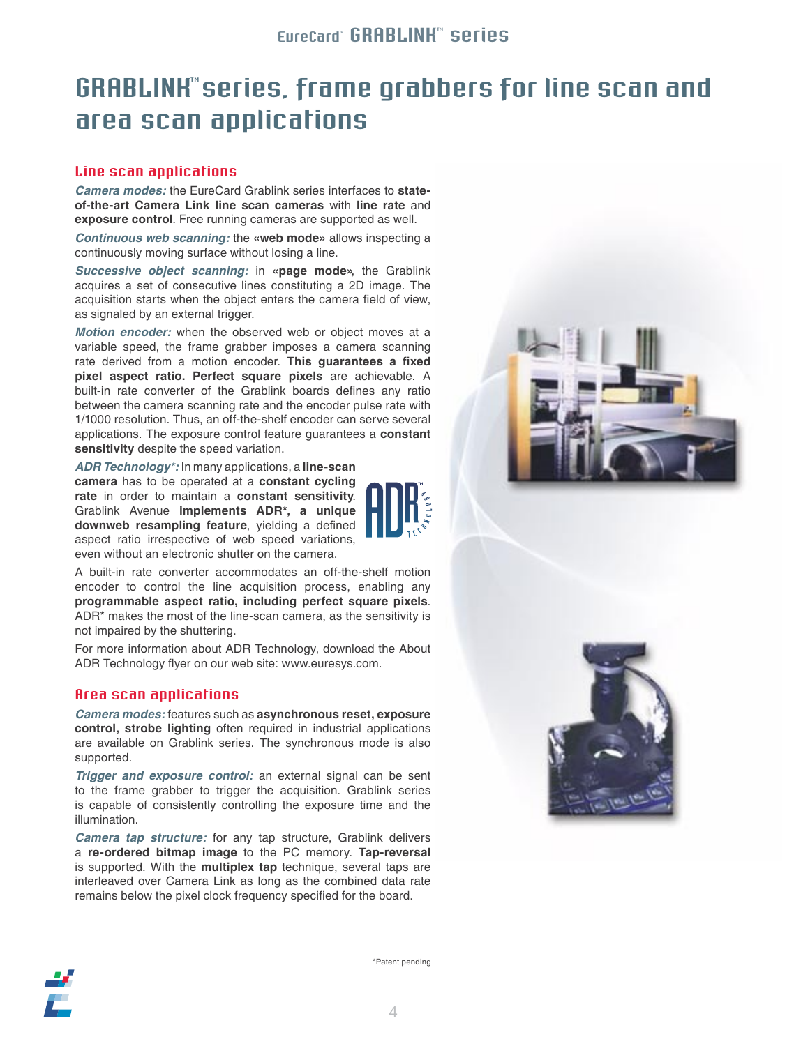# GRABLINK™ series, frame grabbers for line scan and area scan applications

## Line scan applications

***Camera modes:*** the EureCard Grablink series interfaces to **state-of-the-art Camera Link line scan cameras** with **line rate** and **exposure control**. Free running cameras are supported as well.

***Continuous web scanning:*** the **«web mode»** allows inspecting a continuously moving surface without losing a line.

***Successive object scanning:*** in **«page mode»**, the Grablink acquires a set of consecutive lines constituting a 2D image. The acquisition starts when the object enters the camera field of view, as signaled by an external trigger.

***Motion encoder:*** when the observed web or object moves at a variable speed, the frame grabber imposes a camera scanning rate derived from a motion encoder. **This guarantees a fixed pixel aspect ratio. Perfect square pixels** are achievable. A built-in rate converter of the Grablink boards defines any ratio between the camera scanning rate and the encoder pulse rate with 1/1000 resolution. Thus, an off-the-shelf encoder can serve several applications. The exposure control feature guarantees a **constant sensitivity** despite the speed variation.

***ADR Technology*:*** In many applications, a **line-scan camera** has to be operated at a **constant cycling rate** in order to maintain a **constant sensitivity**. Grablink Avenue **implements ADR*, a unique downweb resampling feature**, yielding a defined aspect ratio irrespective of web speed variations, even without an electronic shutter on the camera.

A built-in rate converter accommodates an off-the-shelf motion encoder to control the line acquisition process, enabling any **programmable aspect ratio, including perfect square pixels**. ADR* makes the most of the line-scan camera, as the sensitivity is not impaired by the shuttering.

For more information about ADR Technology, download the About ADR Technology flyer on our web site: www.euresys.com.

## Area scan applications

***Camera modes:*** features such as **asynchronous reset, exposure control, strobe lighting** often required in industrial applications are available on Grablink series. The synchronous mode is also supported.

***Trigger and exposure control:*** an external signal can be sent to the frame grabber to trigger the acquisition. Grablink series is capable of consistently controlling the exposure time and the illumination.

***Camera tap structure:*** for any tap structure, Grablink delivers a **re-ordered bitmap image** to the PC memory. **Tap-reversal** is supported. With the **multiplex tap** technique, several taps are interleaved over Camera Link as long as the combined data rate remains below the pixel clock frequency specified for the board.

*Patent pending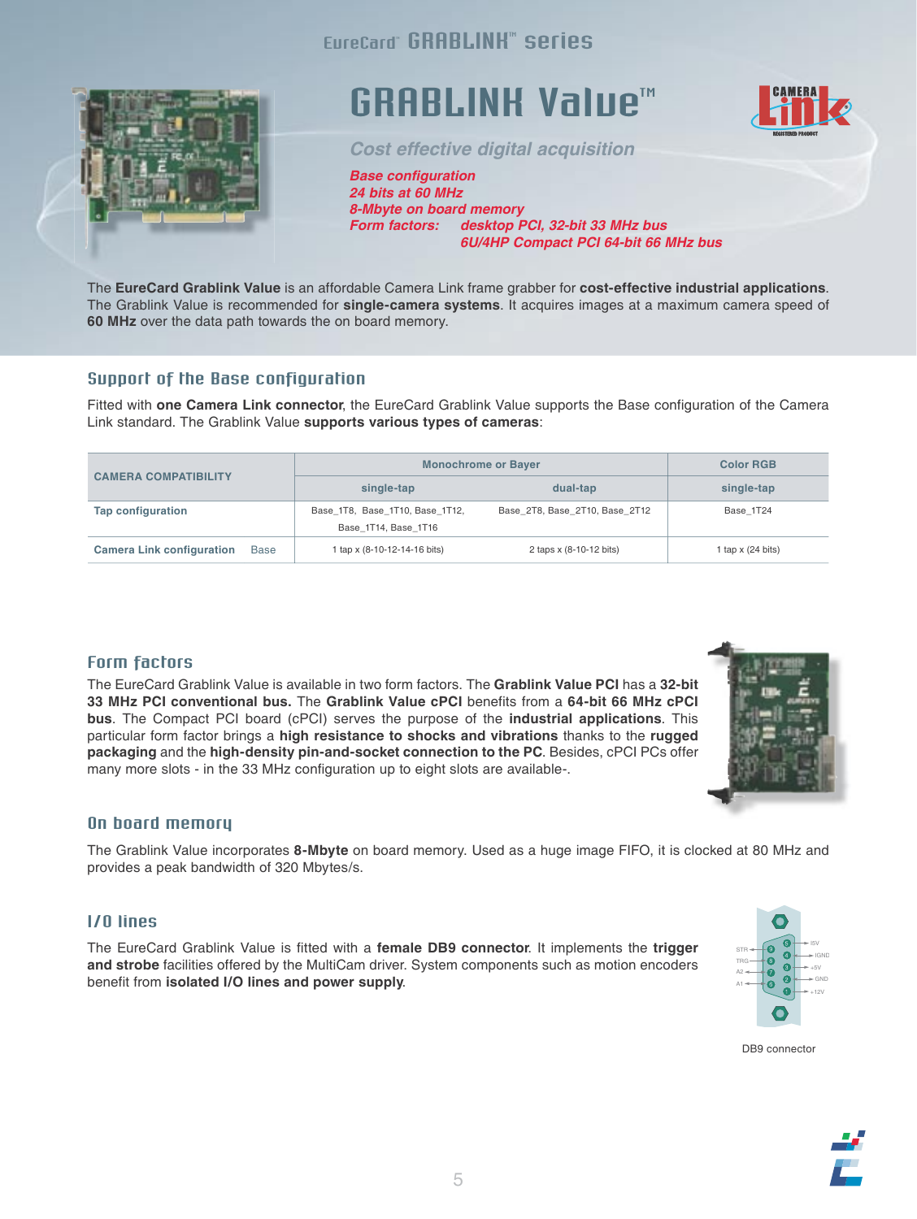EureCard® GRABLINK™ series

# GRABLINK Value™

*Cost effective digital acquisition*

***Base configuration***
***24 bits at 60 MHz***
***8-Mbyte on board memory***
***Form factors: desktop PCI, 32-bit 33 MHz bus***
***6U/4HP Compact PCI 64-bit 66 MHz bus***

The **EureCard Grablink Value** is an affordable Camera Link frame grabber for **cost-effective industrial applications**. The Grablink Value is recommended for **single-camera systems**. It acquires images at a maximum camera speed of **60 MHz** over the data path towards the on board memory.

## Support of the Base configuration

Fitted with **one Camera Link connector**, the EureCard Grablink Value supports the Base configuration of the Camera Link standard. The Grablink Value **supports various types of cameras**:

| CAMERA COMPATIBILITY | | Monochrome or Bayer | | Color RGB |
|---|---|---|---|---|
| | | single-tap | dual-tap | single-tap |
| Tap configuration | | Base_1T8, Base_1T10, Base_1T12, Base_1T14, Base_1T16 | Base_2T8, Base_2T10, Base_2T12 | Base_1T24 |
| Camera Link configuration | Base | 1 tap x (8-10-12-14-16 bits) | 2 taps x (8-10-12 bits) | 1 tap x (24 bits) |

## Form factors

The EureCard Grablink Value is available in two form factors. The **Grablink Value PCI** has a **32-bit 33 MHz PCI conventional bus.** The **Grablink Value cPCI** benefits from a **64-bit 66 MHz cPCI bus**. The Compact PCI board (cPCI) serves the purpose of the **industrial applications**. This particular form factor brings a **high resistance to shocks and vibrations** thanks to the **rugged packaging** and the **high-density pin-and-socket connection to the PC**. Besides, cPCI PCs offer many more slots - in the 33 MHz configuration up to eight slots are available-.

## On board memory

The Grablink Value incorporates **8-Mbyte** on board memory. Used as a huge image FIFO, it is clocked at 80 MHz and provides a peak bandwidth of 320 Mbytes/s.

## I/O lines

The EureCard Grablink Value is fitted with a **female DB9 connector**. It implements the **trigger and strobe** facilities offered by the MultiCam driver. System components such as motion encoders benefit from **isolated I/O lines and power supply**.

DB9 connector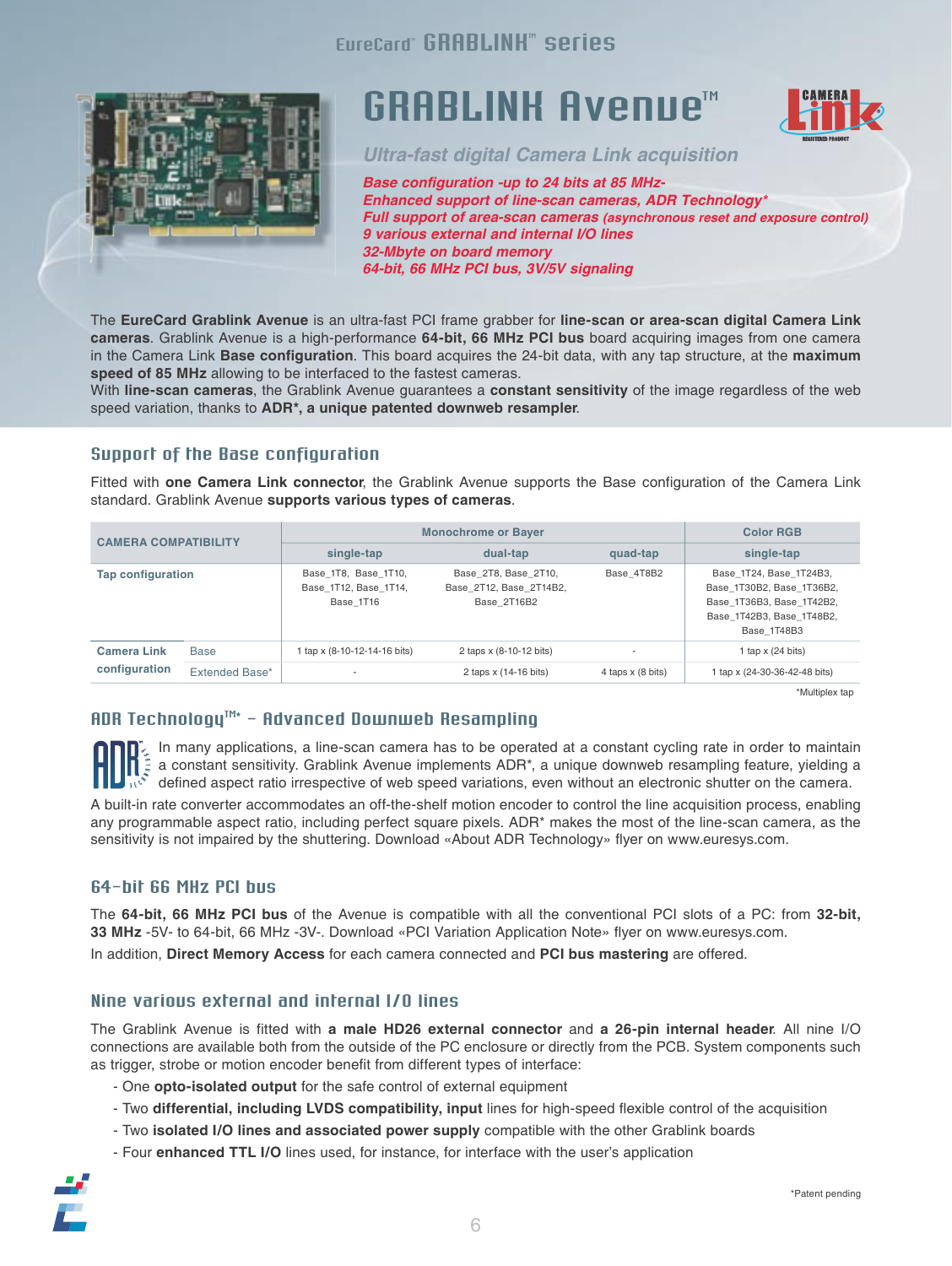EureCard™ GRABLINK™ series

# GRABLINK Avenue™

*Ultra-fast digital Camera Link acquisition*

***Base configuration -up to 24 bits at 85 MHz-***
***Enhanced support of line-scan cameras, ADR Technology****
***Full support of area-scan cameras (asynchronous reset and exposure control)***
***9 various external and internal I/O lines***
***32-Mbyte on board memory***
***64-bit, 66 MHz PCI bus, 3V/5V signaling***

The **EureCard Grablink Avenue** is an ultra-fast PCI frame grabber for **line-scan or area-scan digital Camera Link cameras**. Grablink Avenue is a high-performance **64-bit, 66 MHz PCI bus** board acquiring images from one camera in the Camera Link **Base configuration**. This board acquires the 24-bit data, with any tap structure, at the **maximum speed of 85 MHz** allowing to be interfaced to the fastest cameras.
With **line-scan cameras**, the Grablink Avenue guarantees a **constant sensitivity** of the image regardless of the web speed variation, thanks to **ADR*, a unique patented downweb resampler**.

## Support of the Base configuration

Fitted with **one Camera Link connector**, the Grablink Avenue supports the Base configuration of the Camera Link standard. Grablink Avenue **supports various types of cameras**.

| CAMERA COMPATIBILITY | | Monochrome or Bayer | | | Color RGB |
|---|---|---|---|---|---|
| | | single-tap | dual-tap | quad-tap | single-tap |
| Tap configuration | | Base_1T8, Base_1T10, Base_1T12, Base_1T14, Base_1T16 | Base_2T8, Base_2T10, Base_2T12, Base_2T14B2, Base_2T16B2 | Base_4T8B2 | Base_1T24, Base_1T24B3, Base_1T30B2, Base_1T36B2, Base_1T36B3, Base_1T42B2, Base_1T42B3, Base_1T48B2, Base_1T48B3 |
| Camera Link configuration | Base | 1 tap x (8-10-12-14-16 bits) | 2 taps x (8-10-12 bits) | - | 1 tap x (24 bits) |
| | Extended Base* | - | 2 taps x (14-16 bits) | 4 taps x (8 bits) | 1 tap x (24-30-36-42-48 bits) |

*Multiplex tap

## ADR Technology™* - Advanced Downweb Resampling

In many applications, a line-scan camera has to be operated at a constant cycling rate in order to maintain a constant sensitivity. Grablink Avenue implements ADR*, a unique downweb resampling feature, yielding a defined aspect ratio irrespective of web speed variations, even without an electronic shutter on the camera.
A built-in rate converter accommodates an off-the-shelf motion encoder to control the line acquisition process, enabling any programmable aspect ratio, including perfect square pixels. ADR* makes the most of the line-scan camera, as the sensitivity is not impaired by the shuttering. Download «About ADR Technology» flyer on www.euresys.com.

## 64-bit 66 MHz PCI bus

The **64-bit, 66 MHz PCI bus** of the Avenue is compatible with all the conventional PCI slots of a PC: from **32-bit, 33 MHz** -5V- to 64-bit, 66 MHz -3V-. Download «PCI Variation Application Note» flyer on www.euresys.com.
In addition, **Direct Memory Access** for each camera connected and **PCI bus mastering** are offered.

## Nine various external and internal I/O lines

The Grablink Avenue is fitted with **a male HD26 external connector** and **a 26-pin internal header**. All nine I/O connections are available both from the outside of the PC enclosure or directly from the PCB. System components such as trigger, strobe or motion encoder benefit from different types of interface:

- One **opto-isolated output** for the safe control of external equipment
- Two **differential, including LVDS compatibility, input** lines for high-speed flexible control of the acquisition
- Two **isolated I/O lines and associated power supply** compatible with the other Grablink boards
- Four **enhanced TTL I/O** lines used, for instance, for interface with the user's application

*Patent pending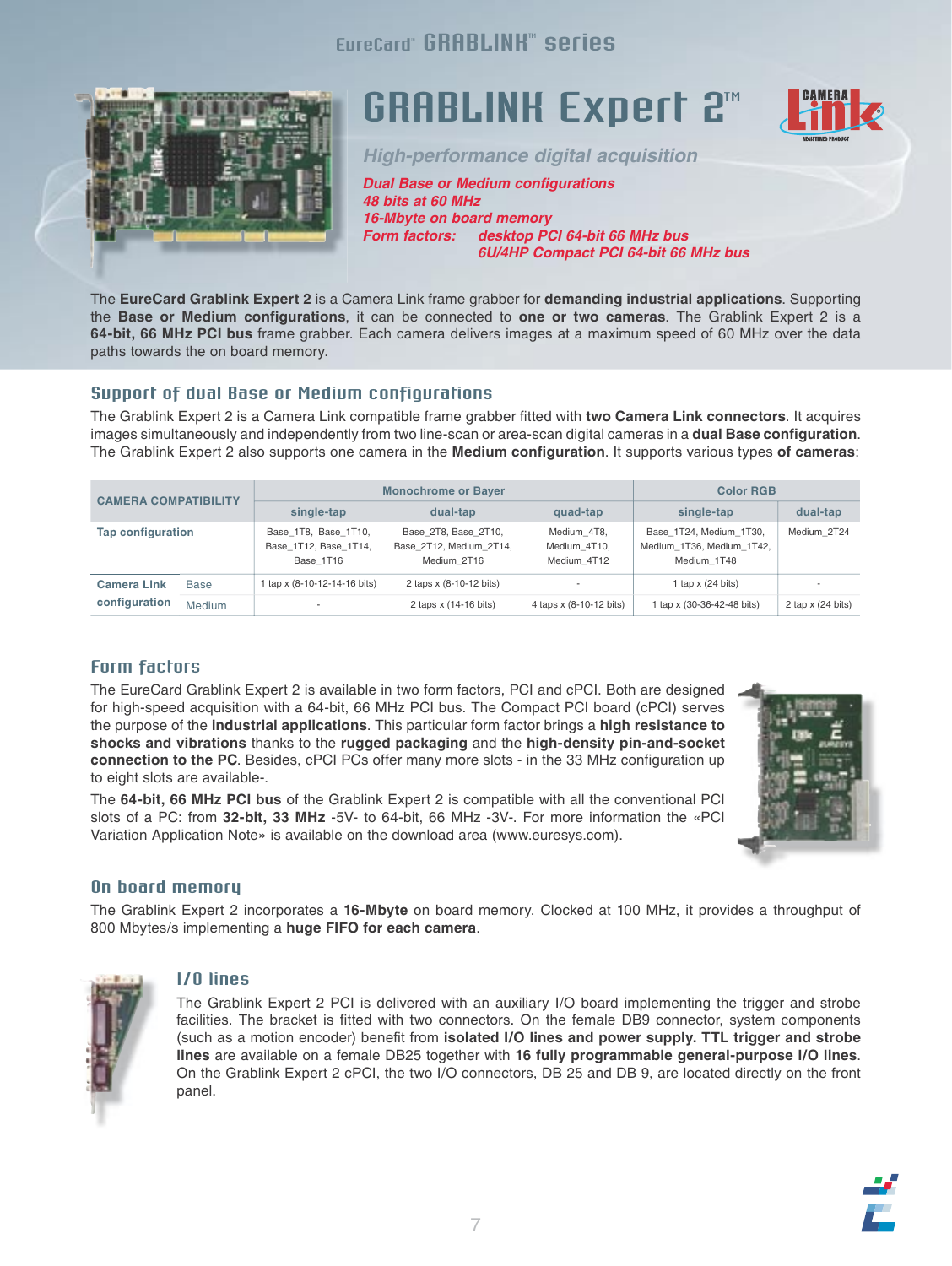EureCard GRABLINK™ series

# GRABLINK Expert 2™

*High-performance digital acquisition*

***Dual Base or Medium configurations***
***48 bits at 60 MHz***
***16-Mbyte on board memory***
***Form factors: desktop PCI 64-bit 66 MHz bus***
***6U/4HP Compact PCI 64-bit 66 MHz bus***

The **EureCard Grablink Expert 2** is a Camera Link frame grabber for **demanding industrial applications**. Supporting the **Base or Medium configurations**, it can be connected to **one or two cameras**. The Grablink Expert 2 is a **64-bit, 66 MHz PCI bus** frame grabber. Each camera delivers images at a maximum speed of 60 MHz over the data paths towards the on board memory.

## Support of dual Base or Medium configurations

The Grablink Expert 2 is a Camera Link compatible frame grabber fitted with **two Camera Link connectors**. It acquires images simultaneously and independently from two line-scan or area-scan digital cameras in a **dual Base configuration**. The Grablink Expert 2 also supports one camera in the **Medium configuration**. It supports various types **of cameras**:

| CAMERA COMPATIBILITY | | Monochrome or Bayer | | | Color RGB | |
|---|---|---|---|---|---|---|
| | | single-tap | dual-tap | quad-tap | single-tap | dual-tap |
| Tap configuration | | Base_1T8, Base_1T10, Base_1T12, Base_1T14, Base_1T16 | Base_2T8, Base_2T10, Base_2T12, Medium_2T14, Medium_2T16 | Medium_4T8, Medium_4T10, Medium_4T12 | Base_1T24, Medium_1T30, Medium_1T36, Medium_1T42, Medium_1T48 | Medium_2T24 |
| Camera Link configuration | Base | 1 tap x (8-10-12-14-16 bits) | 2 taps x (8-10-12 bits) | - | 1 tap x (24 bits) | - |
| | Medium | - | 2 taps x (14-16 bits) | 4 taps x (8-10-12 bits) | 1 tap x (30-36-42-48 bits) | 2 tap x (24 bits) |

## Form factors

The EureCard Grablink Expert 2 is available in two form factors, PCI and cPCI. Both are designed for high-speed acquisition with a 64-bit, 66 MHz PCI bus. The Compact PCI board (cPCI) serves the purpose of the **industrial applications**. This particular form factor brings a **high resistance to shocks and vibrations** thanks to the **rugged packaging** and the **high-density pin-and-socket connection to the PC**. Besides, cPCI PCs offer many more slots - in the 33 MHz configuration up to eight slots are available-.

The **64-bit, 66 MHz PCI bus** of the Grablink Expert 2 is compatible with all the conventional PCI slots of a PC: from **32-bit, 33 MHz** -5V- to 64-bit, 66 MHz -3V-. For more information the «PCI Variation Application Note» is available on the download area (www.euresys.com).

## On board memory

The Grablink Expert 2 incorporates a **16-Mbyte** on board memory. Clocked at 100 MHz, it provides a throughput of 800 Mbytes/s implementing a **huge FIFO for each camera**.

## I/O lines

The Grablink Expert 2 PCI is delivered with an auxiliary I/O board implementing the trigger and strobe facilities. The bracket is fitted with two connectors. On the female DB9 connector, system components (such as a motion encoder) benefit from **isolated I/O lines and power supply. TTL trigger and strobe lines** are available on a female DB25 together with **16 fully programmable general-purpose I/O lines**. On the Grablink Expert 2 cPCI, the two I/O connectors, DB 25 and DB 9, are located directly on the front panel.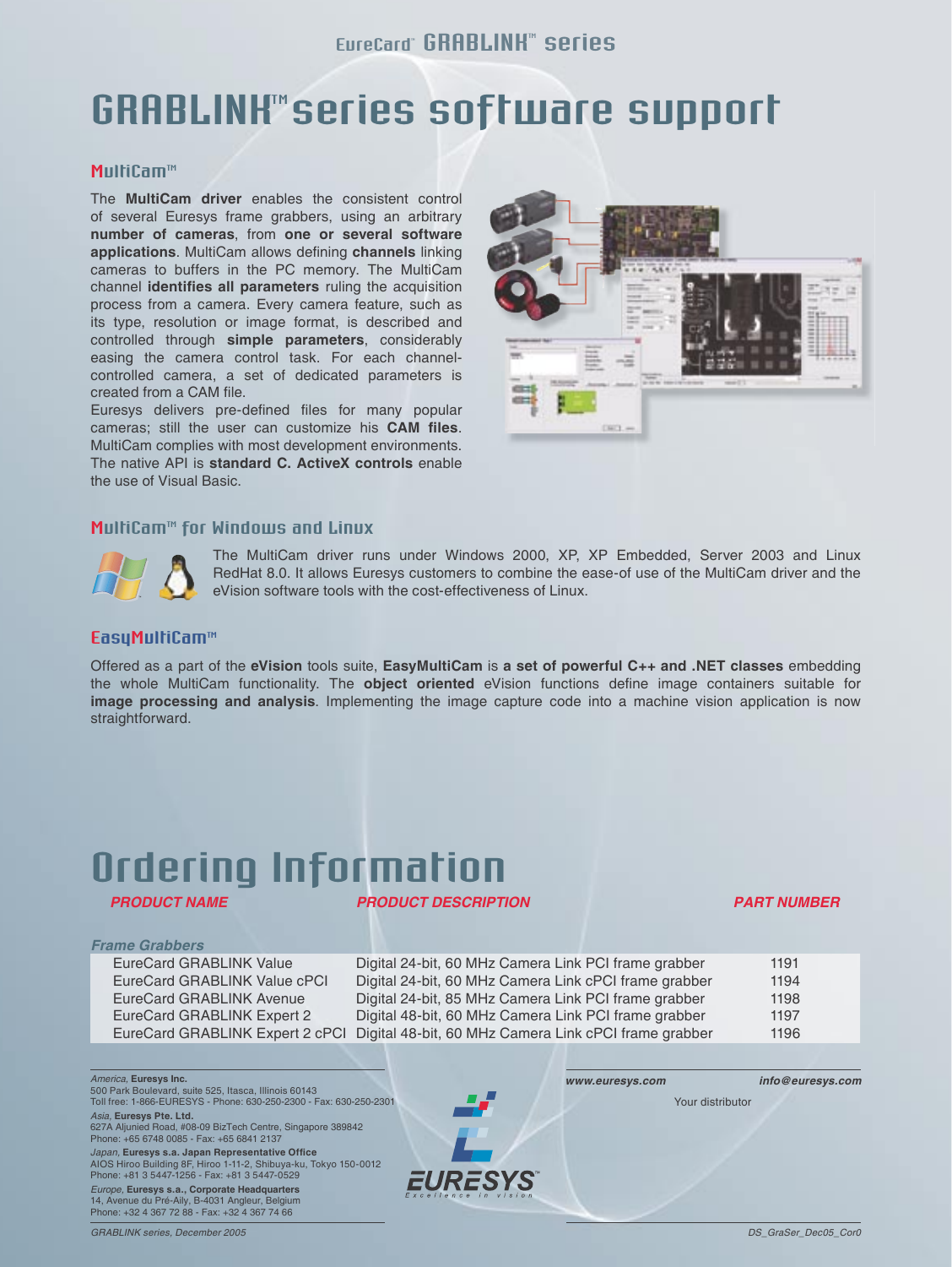# GRABLINK™ series software support

## MultiCam™

The **MultiCam driver** enables the consistent control of several Euresys frame grabbers, using an arbitrary **number of cameras**, from **one or several software applications**. MultiCam allows defining **channels** linking cameras to buffers in the PC memory. The MultiCam channel **identifies all parameters** ruling the acquisition process from a camera. Every camera feature, such as its type, resolution or image format, is described and controlled through **simple parameters**, considerably easing the camera control task. For each channel-controlled camera, a set of dedicated parameters is created from a CAM file.

Euresys delivers pre-defined files for many popular cameras; still the user can customize his **CAM files**. MultiCam complies with most development environments. The native API is **standard C. ActiveX controls** enable the use of Visual Basic.

## MultiCam™ for Windows and Linux

The MultiCam driver runs under Windows 2000, XP, XP Embedded, Server 2003 and Linux RedHat 8.0. It allows Euresys customers to combine the ease-of use of the MultiCam driver and the eVision software tools with the cost-effectiveness of Linux.

## EasyMultiCam™

Offered as a part of the **eVision** tools suite, **EasyMultiCam** is **a set of powerful C++ and .NET classes** embedding the whole MultiCam functionality. The **object oriented** eVision functions define image containers suitable for **image processing and analysis**. Implementing the image capture code into a machine vision application is now straightforward.

# Ordering Information

| ***PRODUCT NAME*** | ***PRODUCT DESCRIPTION*** | ***PART NUMBER*** |
|---|---|---|
| ***Frame Grabbers*** | | |
| EureCard GRABLINK Value | Digital 24-bit, 60 MHz Camera Link PCI frame grabber | 1191 |
| EureCard GRABLINK Value cPCI | Digital 24-bit, 60 MHz Camera Link cPCI frame grabber | 1194 |
| EureCard GRABLINK Avenue | Digital 24-bit, 85 MHz Camera Link PCI frame grabber | 1198 |
| EureCard GRABLINK Expert 2 | Digital 48-bit, 60 MHz Camera Link PCI frame grabber | 1197 |
| EureCard GRABLINK Expert 2 cPCI | Digital 48-bit, 60 MHz Camera Link cPCI frame grabber | 1196 |

*America*, **Euresys Inc.**
500 Park Boulevard, suite 525, Itasca, Illinois 60143
Toll free: 1-866-EURESYS - Phone: 630-250-2300 - Fax: 630-250-2301

*Asia*, **Euresys Pte. Ltd.**
627A Aljunied Road, #08-09 BizTech Centre, Singapore 389842
Phone: +65 6748 0085 - Fax: +65 6841 2137

*Japan*, **Euresys s.a. Japan Representative Office**
AIOS Hiroo Building 8F, Hiroo 1-11-2, Shibuya-ku, Tokyo 150-0012
Phone: +81 3 5447-1256 - Fax: +81 3 5447-0529

*Europe*, **Euresys s.a., Corporate Headquarters**
14, Avenue du Pré-Aily, B-4031 Angleur, Belgium
Phone: +32 4 367 72 88 - Fax: +32 4 367 74 66

EURESYS
Excellence in vision

***www.euresys.com*** ***info@euresys.com***

Your distributor

*GRABLINK series, December 2005*

*DS_GraSer_Dec05_Cor0*